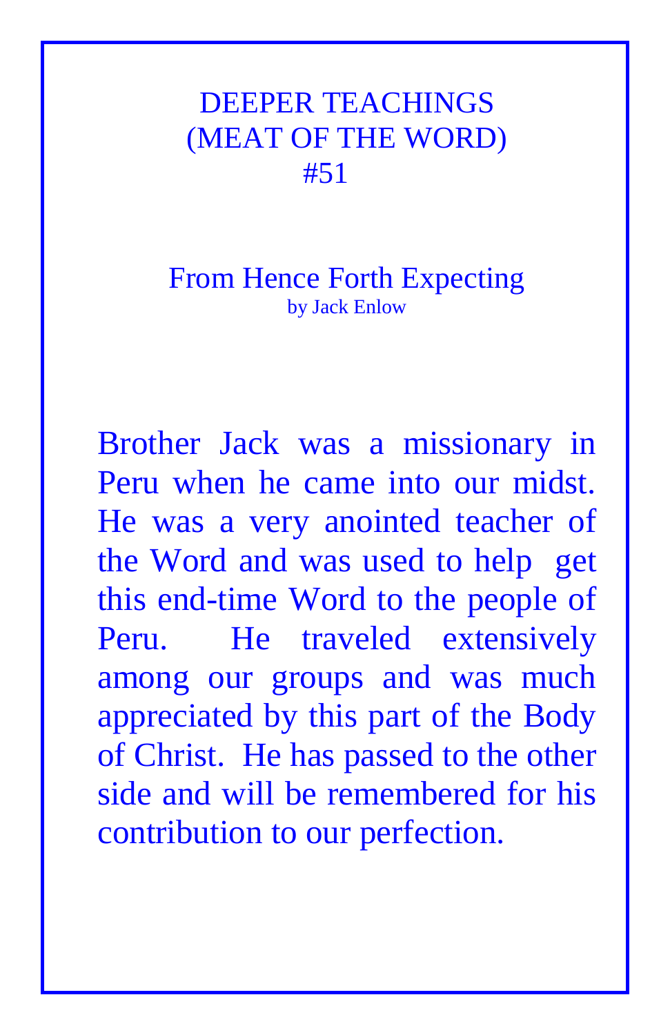# DEEPER TEACHINGS
# (MEAT OF THE WORD)
# #51

## From Hence Forth Expecting

by Jack Enlow

Brother Jack was a missionary in Peru when he came into our midst. He was a very anointed teacher of the Word and was used to help get this end-time Word to the people of Peru. He traveled extensively among our groups and was much appreciated by this part of the Body of Christ. He has passed to the other side and will be remembered for his contribution to our perfection.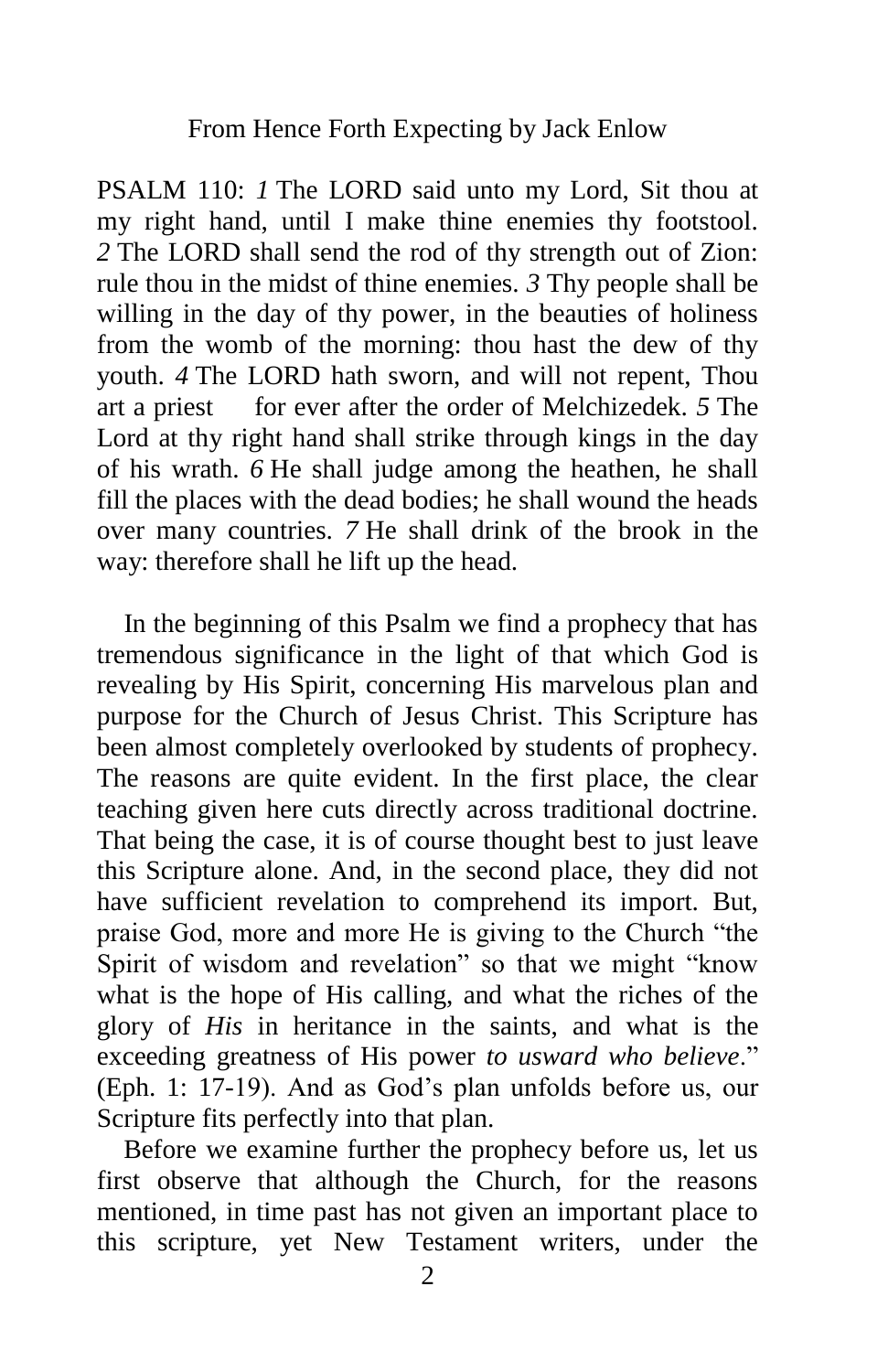From Hence Forth Expecting by Jack Enlow

PSALM 110: *1* The LORD said unto my Lord, Sit thou at my right hand, until I make thine enemies thy footstool. *2* The LORD shall send the rod of thy strength out of Zion: rule thou in the midst of thine enemies. *3* Thy people shall be willing in the day of thy power, in the beauties of holiness from the womb of the morning: thou hast the dew of thy youth. *4* The LORD hath sworn, and will not repent, Thou art a priest for ever after the order of Melchizedek. *5* The Lord at thy right hand shall strike through kings in the day of his wrath. *6* He shall judge among the heathen, he shall fill the places with the dead bodies; he shall wound the heads over many countries. *7* He shall drink of the brook in the way: therefore shall he lift up the head.

In the beginning of this Psalm we find a prophecy that has tremendous significance in the light of that which God is revealing by His Spirit, concerning His marvelous plan and purpose for the Church of Jesus Christ. This Scripture has been almost completely overlooked by students of prophecy. The reasons are quite evident. In the first place, the clear teaching given here cuts directly across traditional doctrine. That being the case, it is of course thought best to just leave this Scripture alone. And, in the second place, they did not have sufficient revelation to comprehend its import. But, praise God, more and more He is giving to the Church "the Spirit of wisdom and revelation" so that we might "know what is the hope of His calling, and what the riches of the glory of *His* in heritance in the saints, and what is the exceeding greatness of His power *to usward who believe*." (Eph. 1: 17-19). And as God's plan unfolds before us, our Scripture fits perfectly into that plan.

Before we examine further the prophecy before us, let us first observe that although the Church, for the reasons mentioned, in time past has not given an important place to this scripture, yet New Testament writers, under the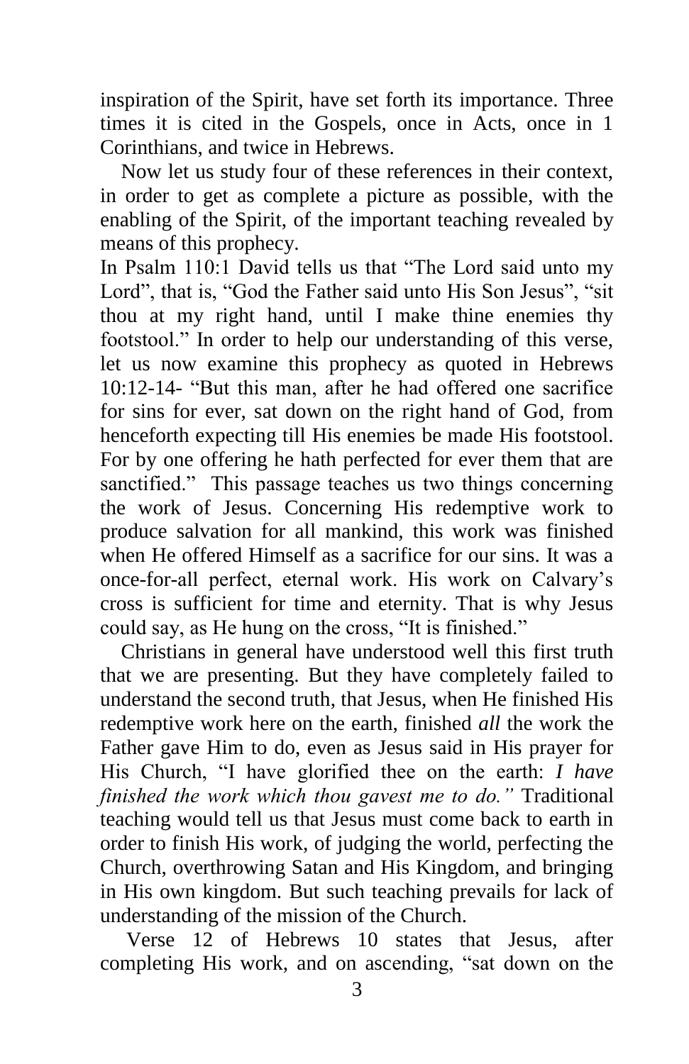inspiration of the Spirit, have set forth its importance. Three times it is cited in the Gospels, once in Acts, once in 1 Corinthians, and twice in Hebrews.

Now let us study four of these references in their context, in order to get as complete a picture as possible, with the enabling of the Spirit, of the important teaching revealed by means of this prophecy.

In Psalm 110:1 David tells us that "The Lord said unto my Lord", that is, "God the Father said unto His Son Jesus", "sit thou at my right hand, until I make thine enemies thy footstool." In order to help our understanding of this verse, let us now examine this prophecy as quoted in Hebrews 10:12-14- "But this man, after he had offered one sacrifice for sins for ever, sat down on the right hand of God, from henceforth expecting till His enemies be made His footstool. For by one offering he hath perfected for ever them that are sanctified." This passage teaches us two things concerning the work of Jesus. Concerning His redemptive work to produce salvation for all mankind, this work was finished when He offered Himself as a sacrifice for our sins. It was a once-for-all perfect, eternal work. His work on Calvary's cross is sufficient for time and eternity. That is why Jesus could say, as He hung on the cross, "It is finished."

Christians in general have understood well this first truth that we are presenting. But they have completely failed to understand the second truth, that Jesus, when He finished His redemptive work here on the earth, finished *all* the work the Father gave Him to do, even as Jesus said in His prayer for His Church, "I have glorified thee on the earth: *I have finished the work which thou gavest me to do."* Traditional teaching would tell us that Jesus must come back to earth in order to finish His work, of judging the world, perfecting the Church, overthrowing Satan and His Kingdom, and bringing in His own kingdom. But such teaching prevails for lack of understanding of the mission of the Church.

Verse 12 of Hebrews 10 states that Jesus, after completing His work, and on ascending, "sat down on the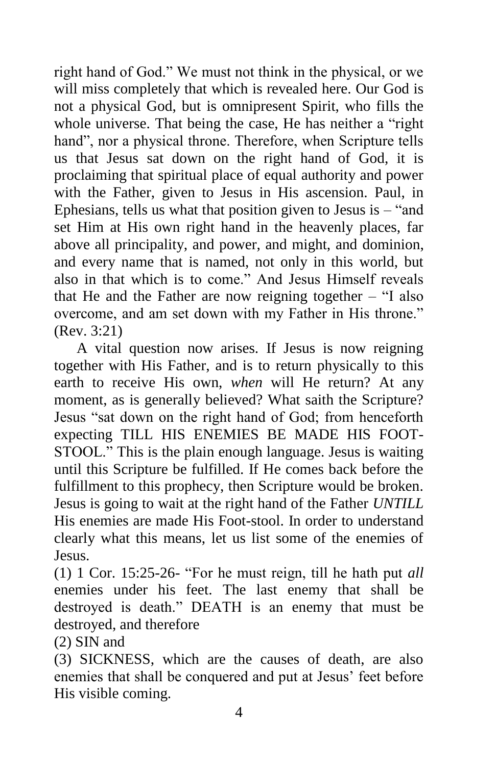right hand of God." We must not think in the physical, or we will miss completely that which is revealed here. Our God is not a physical God, but is omnipresent Spirit, who fills the whole universe. That being the case, He has neither a "right hand", nor a physical throne. Therefore, when Scripture tells us that Jesus sat down on the right hand of God, it is proclaiming that spiritual place of equal authority and power with the Father, given to Jesus in His ascension. Paul, in Ephesians, tells us what that position given to Jesus is – "and set Him at His own right hand in the heavenly places, far above all principality, and power, and might, and dominion, and every name that is named, not only in this world, but also in that which is to come." And Jesus Himself reveals that He and the Father are now reigning together – "I also overcome, and am set down with my Father in His throne." (Rev. 3:21)

A vital question now arises. If Jesus is now reigning together with His Father, and is to return physically to this earth to receive His own, *when* will He return? At any moment, as is generally believed? What saith the Scripture? Jesus "sat down on the right hand of God; from henceforth expecting TILL HIS ENEMIES BE MADE HIS FOOT-STOOL." This is the plain enough language. Jesus is waiting until this Scripture be fulfilled. If He comes back before the fulfillment to this prophecy, then Scripture would be broken. Jesus is going to wait at the right hand of the Father *UNTILL* His enemies are made His Foot-stool. In order to understand clearly what this means, let us list some of the enemies of Jesus.

(1) 1 Cor. 15:25-26- "For he must reign, till he hath put *all* enemies under his feet. The last enemy that shall be destroyed is death." DEATH is an enemy that must be destroyed, and therefore

(2) SIN and

(3) SICKNESS, which are the causes of death, are also enemies that shall be conquered and put at Jesus' feet before His visible coming.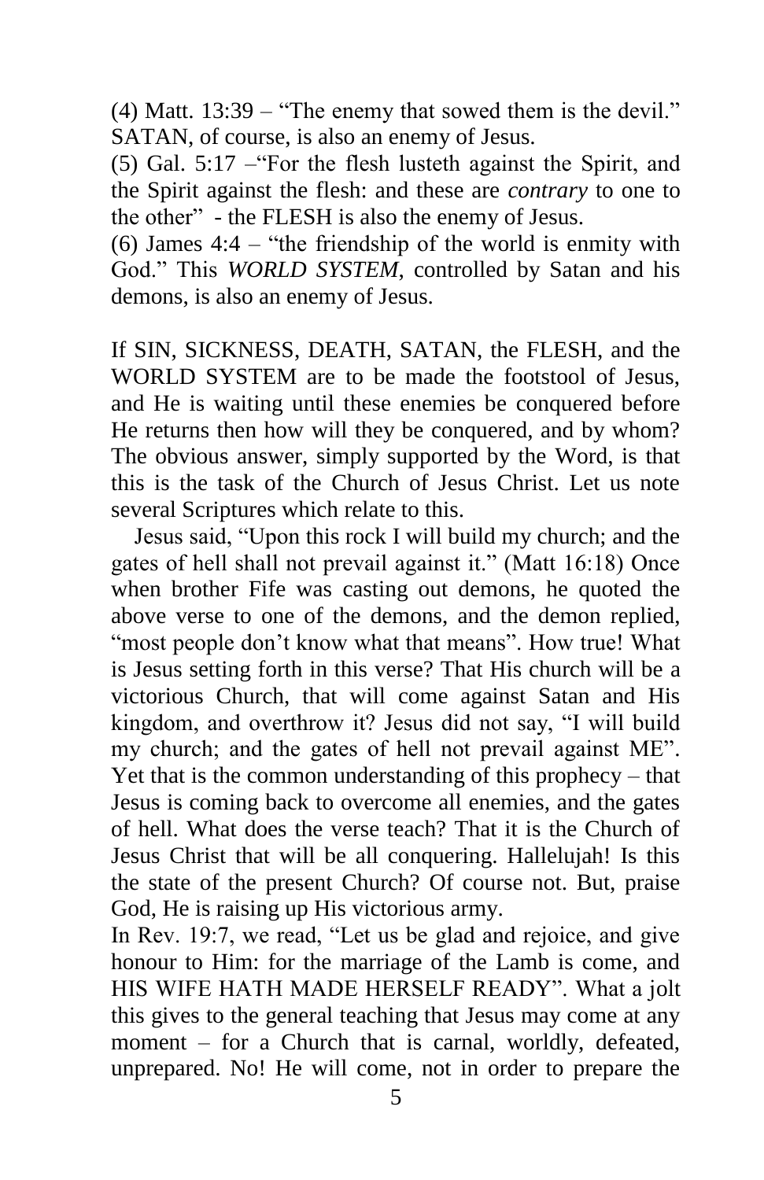(4) Matt. 13:39 – "The enemy that sowed them is the devil." SATAN, of course, is also an enemy of Jesus.

(5) Gal. 5:17 –"For the flesh lusteth against the Spirit, and the Spirit against the flesh: and these are *contrary* to one to the other" - the FLESH is also the enemy of Jesus.

(6) James 4:4 – "the friendship of the world is enmity with God." This *WORLD SYSTEM*, controlled by Satan and his demons, is also an enemy of Jesus.

If SIN, SICKNESS, DEATH, SATAN, the FLESH, and the WORLD SYSTEM are to be made the footstool of Jesus, and He is waiting until these enemies be conquered before He returns then how will they be conquered, and by whom? The obvious answer, simply supported by the Word, is that this is the task of the Church of Jesus Christ. Let us note several Scriptures which relate to this.

Jesus said, "Upon this rock I will build my church; and the gates of hell shall not prevail against it." (Matt 16:18) Once when brother Fife was casting out demons, he quoted the above verse to one of the demons, and the demon replied, "most people don't know what that means". How true! What is Jesus setting forth in this verse? That His church will be a victorious Church, that will come against Satan and His kingdom, and overthrow it? Jesus did not say, "I will build my church; and the gates of hell not prevail against ME". Yet that is the common understanding of this prophecy – that Jesus is coming back to overcome all enemies, and the gates of hell. What does the verse teach? That it is the Church of Jesus Christ that will be all conquering. Hallelujah! Is this the state of the present Church? Of course not. But, praise God, He is raising up His victorious army.

In Rev. 19:7, we read, "Let us be glad and rejoice, and give honour to Him: for the marriage of the Lamb is come, and HIS WIFE HATH MADE HERSELF READY". What a jolt this gives to the general teaching that Jesus may come at any moment – for a Church that is carnal, worldly, defeated, unprepared. No! He will come, not in order to prepare the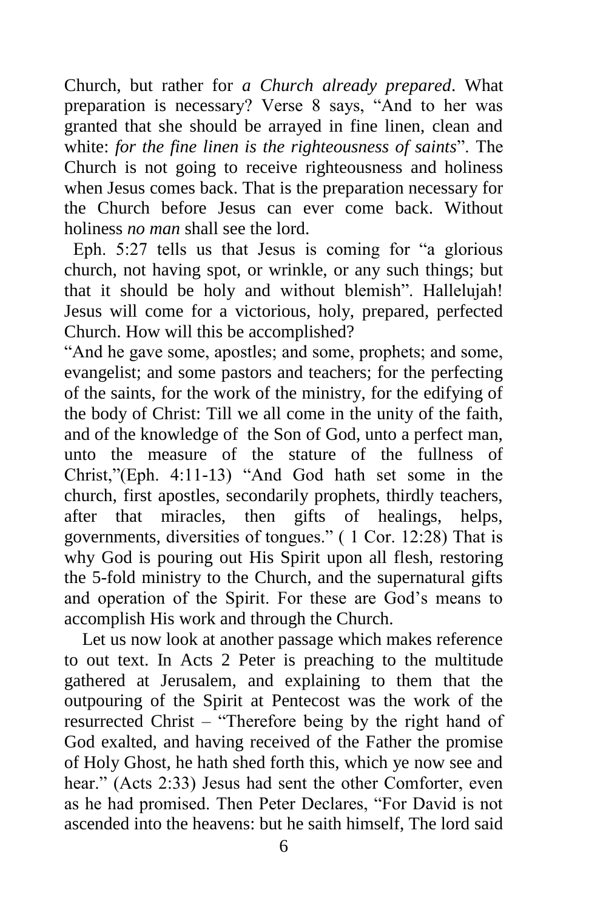Church, but rather for *a Church already prepared*. What preparation is necessary? Verse 8 says, "And to her was granted that she should be arrayed in fine linen, clean and white: *for the fine linen is the righteousness of saints*". The Church is not going to receive righteousness and holiness when Jesus comes back. That is the preparation necessary for the Church before Jesus can ever come back. Without holiness *no man* shall see the lord.

Eph. 5:27 tells us that Jesus is coming for "a glorious church, not having spot, or wrinkle, or any such things; but that it should be holy and without blemish". Hallelujah! Jesus will come for a victorious, holy, prepared, perfected Church. How will this be accomplished?

"And he gave some, apostles; and some, prophets; and some, evangelist; and some pastors and teachers; for the perfecting of the saints, for the work of the ministry, for the edifying of the body of Christ: Till we all come in the unity of the faith, and of the knowledge of the Son of God, unto a perfect man, unto the measure of the stature of the fullness of Christ,"(Eph. 4:11-13) "And God hath set some in the church, first apostles, secondarily prophets, thirdly teachers, after that miracles, then gifts of healings, helps, governments, diversities of tongues." ( 1 Cor. 12:28) That is why God is pouring out His Spirit upon all flesh, restoring the 5-fold ministry to the Church, and the supernatural gifts and operation of the Spirit. For these are God's means to accomplish His work and through the Church.

Let us now look at another passage which makes reference to out text. In Acts 2 Peter is preaching to the multitude gathered at Jerusalem, and explaining to them that the outpouring of the Spirit at Pentecost was the work of the resurrected Christ – "Therefore being by the right hand of God exalted, and having received of the Father the promise of Holy Ghost, he hath shed forth this, which ye now see and hear." (Acts 2:33) Jesus had sent the other Comforter, even as he had promised. Then Peter Declares, "For David is not ascended into the heavens: but he saith himself, The lord said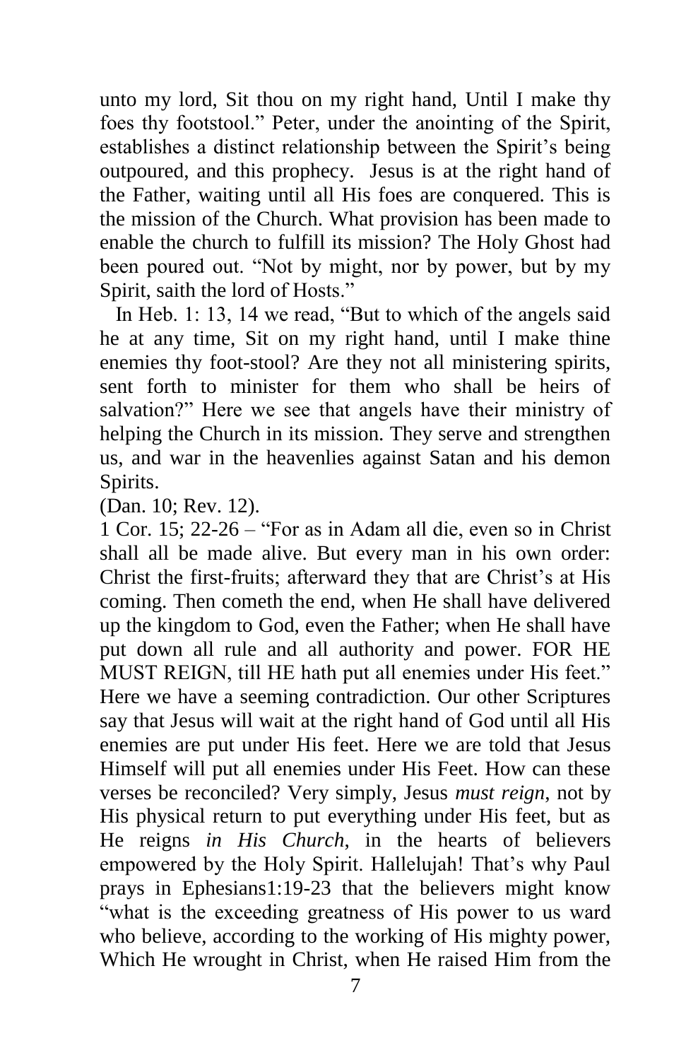unto my lord, Sit thou on my right hand, Until I make thy foes thy footstool." Peter, under the anointing of the Spirit, establishes a distinct relationship between the Spirit's being outpoured, and this prophecy. Jesus is at the right hand of the Father, waiting until all His foes are conquered. This is the mission of the Church. What provision has been made to enable the church to fulfill its mission? The Holy Ghost had been poured out. "Not by might, nor by power, but by my Spirit, saith the lord of Hosts."

In Heb. 1: 13, 14 we read, "But to which of the angels said he at any time, Sit on my right hand, until I make thine enemies thy foot-stool? Are they not all ministering spirits, sent forth to minister for them who shall be heirs of salvation?" Here we see that angels have their ministry of helping the Church in its mission. They serve and strengthen us, and war in the heavenlies against Satan and his demon Spirits.

(Dan. 10; Rev. 12).

1 Cor. 15; 22-26 – "For as in Adam all die, even so in Christ shall all be made alive. But every man in his own order: Christ the first-fruits; afterward they that are Christ's at His coming. Then cometh the end, when He shall have delivered up the kingdom to God, even the Father; when He shall have put down all rule and all authority and power. FOR HE MUST REIGN, till HE hath put all enemies under His feet." Here we have a seeming contradiction. Our other Scriptures say that Jesus will wait at the right hand of God until all His enemies are put under His feet. Here we are told that Jesus Himself will put all enemies under His Feet. How can these verses be reconciled? Very simply, Jesus *must reign*, not by His physical return to put everything under His feet, but as He reigns *in His Church*, in the hearts of believers empowered by the Holy Spirit. Hallelujah! That's why Paul prays in Ephesians1:19-23 that the believers might know "what is the exceeding greatness of His power to us ward who believe, according to the working of His mighty power, Which He wrought in Christ, when He raised Him from the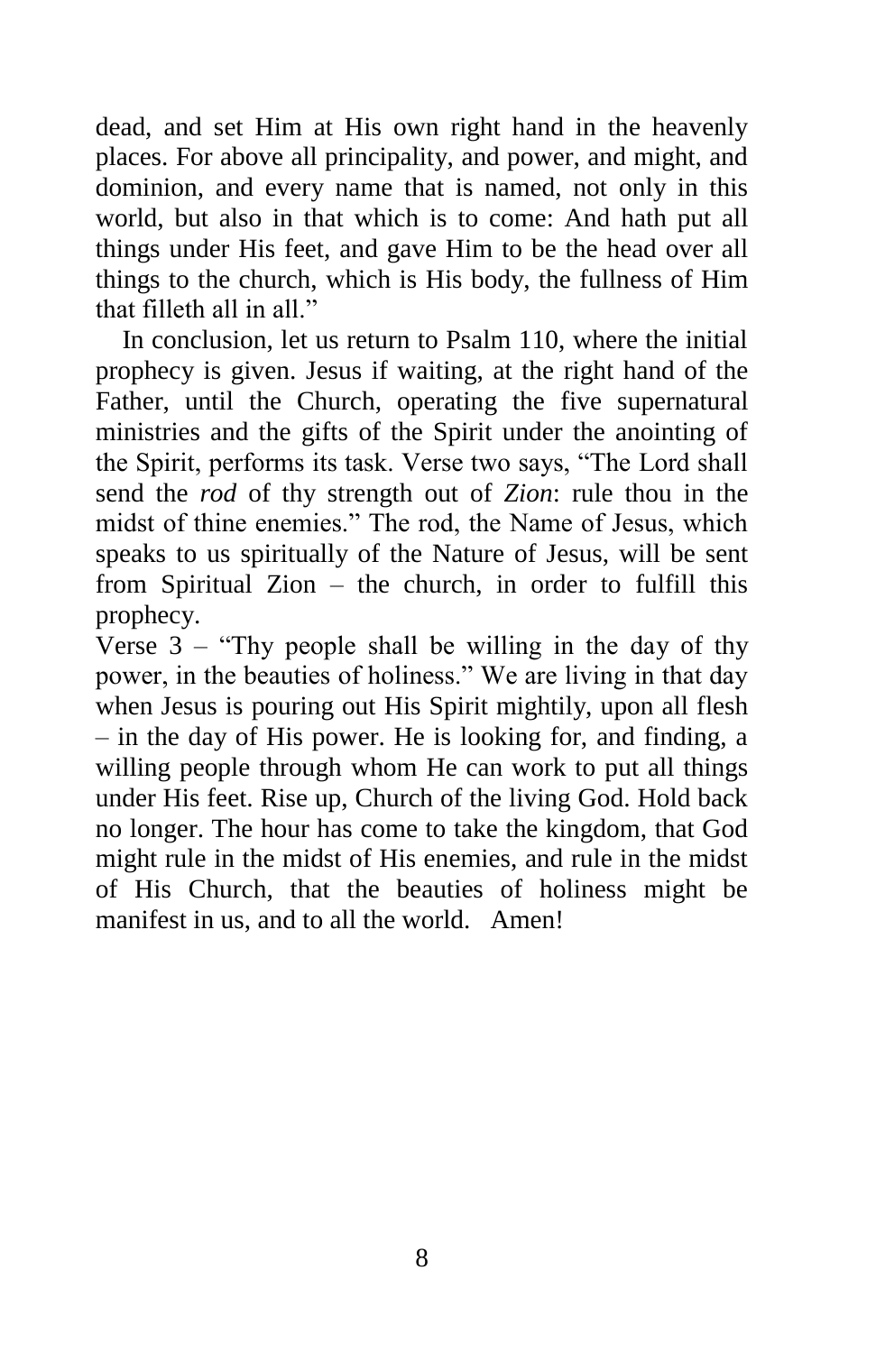dead, and set Him at His own right hand in the heavenly places. For above all principality, and power, and might, and dominion, and every name that is named, not only in this world, but also in that which is to come: And hath put all things under His feet, and gave Him to be the head over all things to the church, which is His body, the fullness of Him that filleth all in all."

In conclusion, let us return to Psalm 110, where the initial prophecy is given. Jesus if waiting, at the right hand of the Father, until the Church, operating the five supernatural ministries and the gifts of the Spirit under the anointing of the Spirit, performs its task. Verse two says, "The Lord shall send the *rod* of thy strength out of *Zion*: rule thou in the midst of thine enemies." The rod, the Name of Jesus, which speaks to us spiritually of the Nature of Jesus, will be sent from Spiritual Zion – the church, in order to fulfill this prophecy.

Verse 3 – "Thy people shall be willing in the day of thy power, in the beauties of holiness." We are living in that day when Jesus is pouring out His Spirit mightily, upon all flesh – in the day of His power. He is looking for, and finding, a willing people through whom He can work to put all things under His feet. Rise up, Church of the living God. Hold back no longer. The hour has come to take the kingdom, that God might rule in the midst of His enemies, and rule in the midst of His Church, that the beauties of holiness might be manifest in us, and to all the world. Amen!